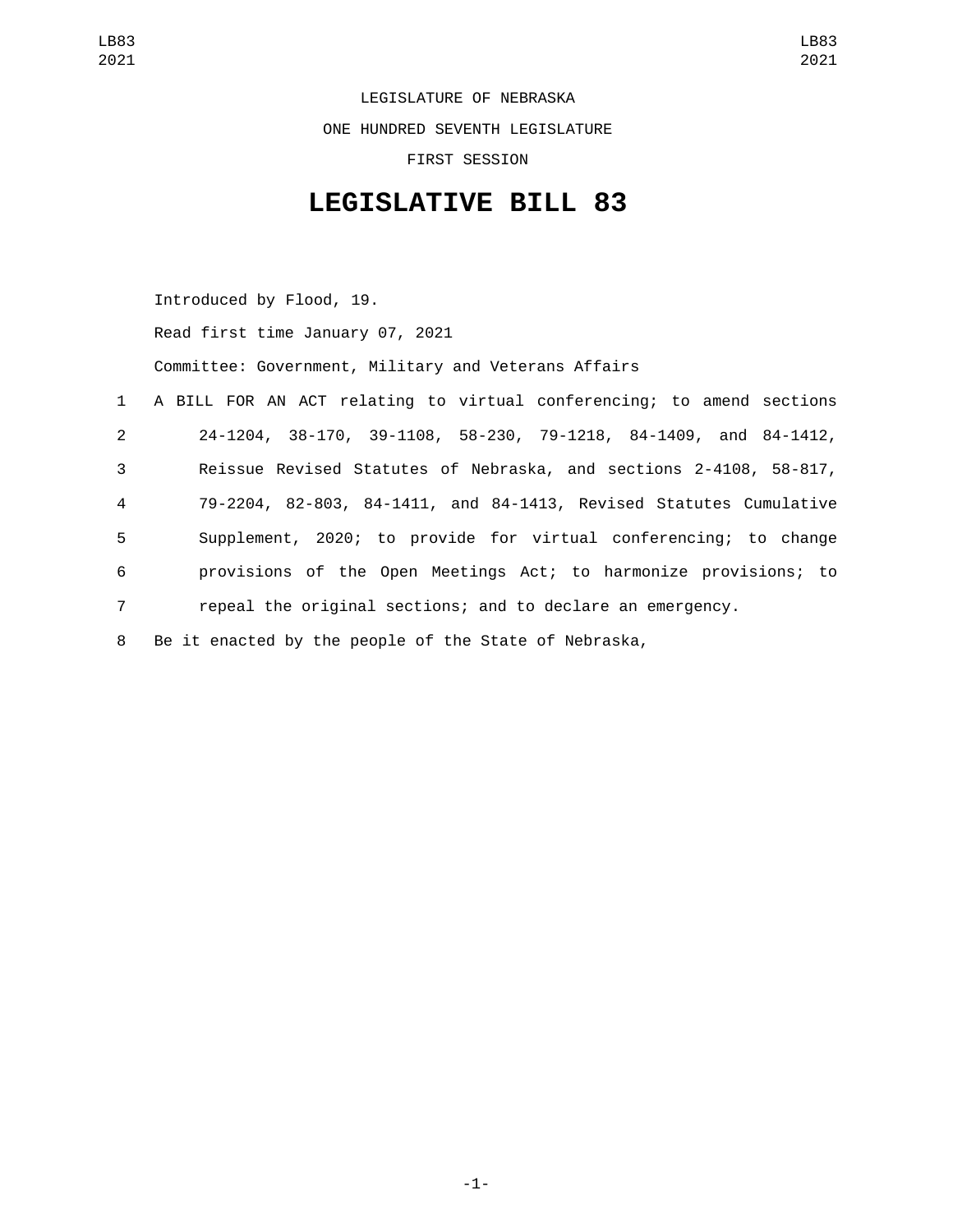LEGISLATURE OF NEBRASKA

ONE HUNDRED SEVENTH LEGISLATURE

FIRST SESSION

# LEGISLATIVE BILL 83

Introduced by Flood, 19.

Read first time January 07, 2021

Committee: Government, Military and Veterans Affairs

1 A BILL FOR AN ACT relating to virtual conferencing; to amend sections
2 24-1204, 38-170, 39-1108, 58-230, 79-1218, 84-1409, and 84-1412,
3 Reissue Revised Statutes of Nebraska, and sections 2-4108, 58-817,
4 79-2204, 82-803, 84-1411, and 84-1413, Revised Statutes Cumulative
5 Supplement, 2020; to provide for virtual conferencing; to change
6 provisions of the Open Meetings Act; to harmonize provisions; to
7 repeal the original sections; and to declare an emergency.

8 Be it enacted by the people of the State of Nebraska,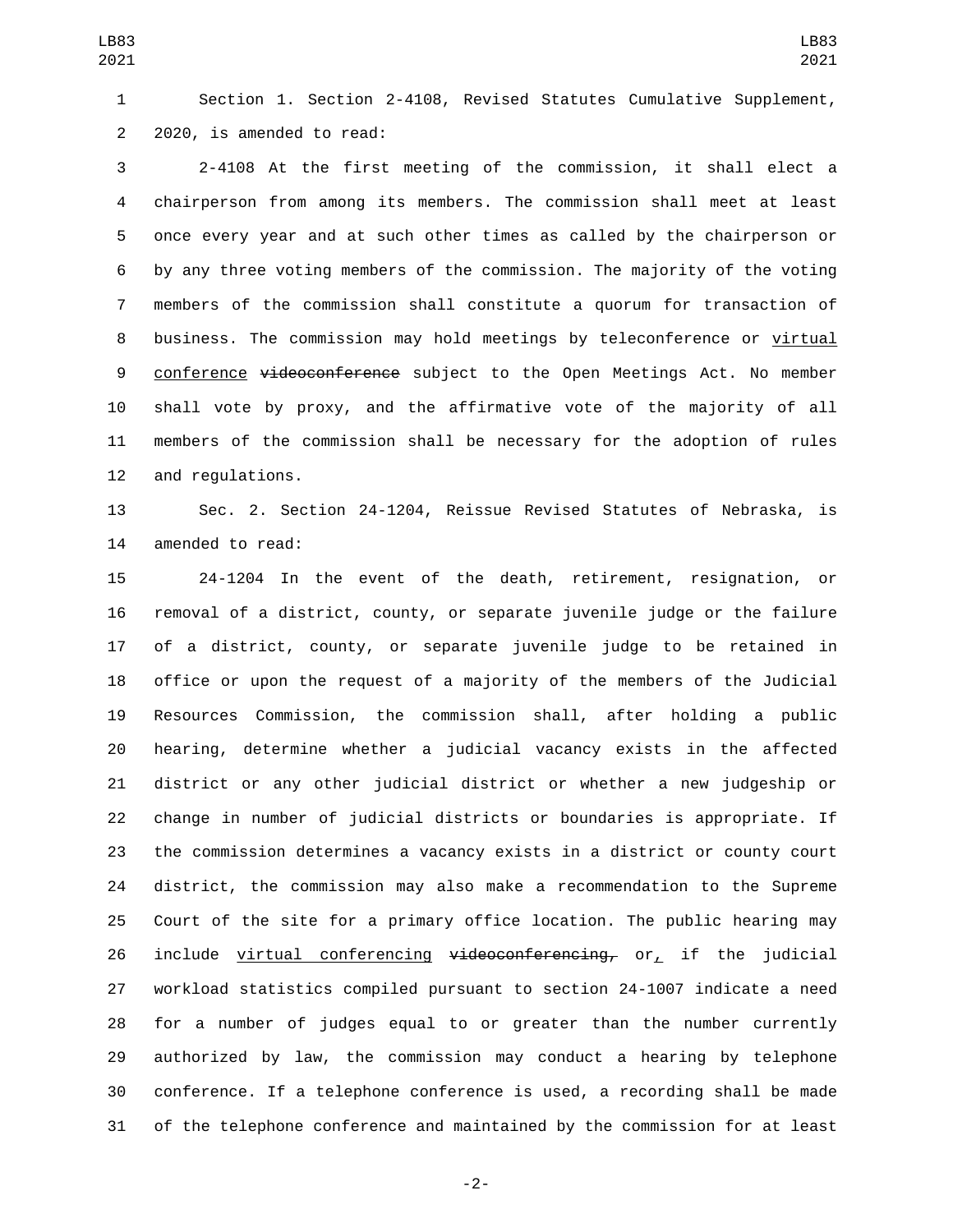Section 1. Section 2-4108, Revised Statutes Cumulative Supplement, 2020, is amended to read:

2-4108 At the first meeting of the commission, it shall elect a chairperson from among its members. The commission shall meet at least once every year and at such other times as called by the chairperson or by any three voting members of the commission. The majority of the voting members of the commission shall constitute a quorum for transaction of business. The commission may hold meetings by teleconference or <u>virtual conference</u> ~~videoconference~~ subject to the Open Meetings Act. No member shall vote by proxy, and the affirmative vote of the majority of all members of the commission shall be necessary for the adoption of rules and regulations.

Sec. 2. Section 24-1204, Reissue Revised Statutes of Nebraska, is amended to read:

24-1204 In the event of the death, retirement, resignation, or removal of a district, county, or separate juvenile judge or the failure of a district, county, or separate juvenile judge to be retained in office or upon the request of a majority of the members of the Judicial Resources Commission, the commission shall, after holding a public hearing, determine whether a judicial vacancy exists in the affected district or any other judicial district or whether a new judgeship or change in number of judicial districts or boundaries is appropriate. If the commission determines a vacancy exists in a district or county court district, the commission may also make a recommendation to the Supreme Court of the site for a primary office location. The public hearing may include <u>virtual conferencing</u> ~~videoconferencing,~~ or<u>,</u> if the judicial workload statistics compiled pursuant to section 24-1007 indicate a need for a number of judges equal to or greater than the number currently authorized by law, the commission may conduct a hearing by telephone conference. If a telephone conference is used, a recording shall be made of the telephone conference and maintained by the commission for at least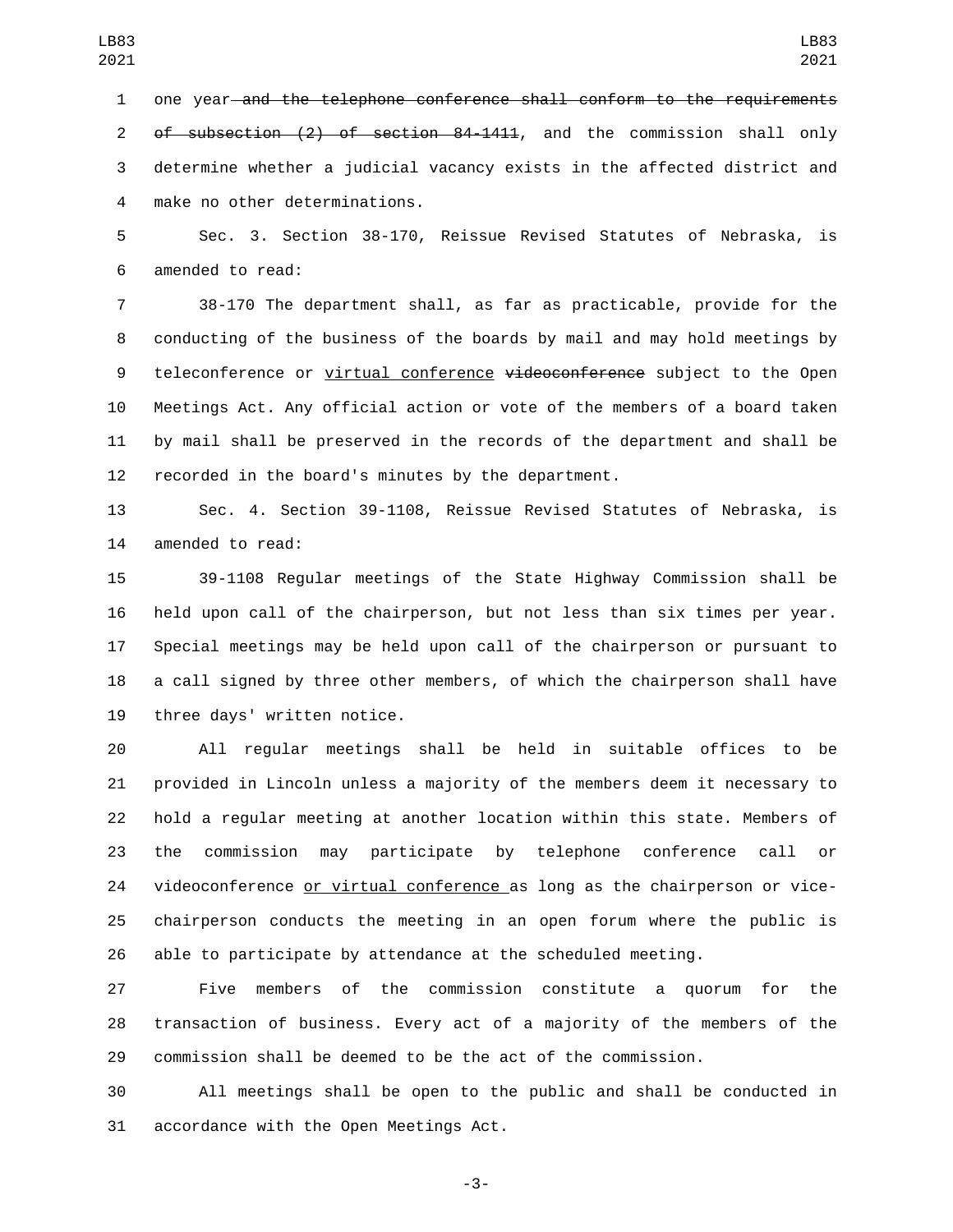one year ~~and the telephone conference shall conform to the requirements of subsection (2) of section 84-1411~~, and the commission shall only determine whether a judicial vacancy exists in the affected district and make no other determinations.

Sec. 3. Section 38-170, Reissue Revised Statutes of Nebraska, is amended to read:

38-170 The department shall, as far as practicable, provide for the conducting of the business of the boards by mail and may hold meetings by teleconference or <u>virtual conference</u> ~~videoconference~~ subject to the Open Meetings Act. Any official action or vote of the members of a board taken by mail shall be preserved in the records of the department and shall be recorded in the board's minutes by the department.

Sec. 4. Section 39-1108, Reissue Revised Statutes of Nebraska, is amended to read:

39-1108 Regular meetings of the State Highway Commission shall be held upon call of the chairperson, but not less than six times per year. Special meetings may be held upon call of the chairperson or pursuant to a call signed by three other members, of which the chairperson shall have three days' written notice.

All regular meetings shall be held in suitable offices to be provided in Lincoln unless a majority of the members deem it necessary to hold a regular meeting at another location within this state. Members of the commission may participate by telephone conference call or videoconference <u>or virtual conference</u> as long as the chairperson or vice-chairperson conducts the meeting in an open forum where the public is able to participate by attendance at the scheduled meeting.

Five members of the commission constitute a quorum for the transaction of business. Every act of a majority of the members of the commission shall be deemed to be the act of the commission.

All meetings shall be open to the public and shall be conducted in accordance with the Open Meetings Act.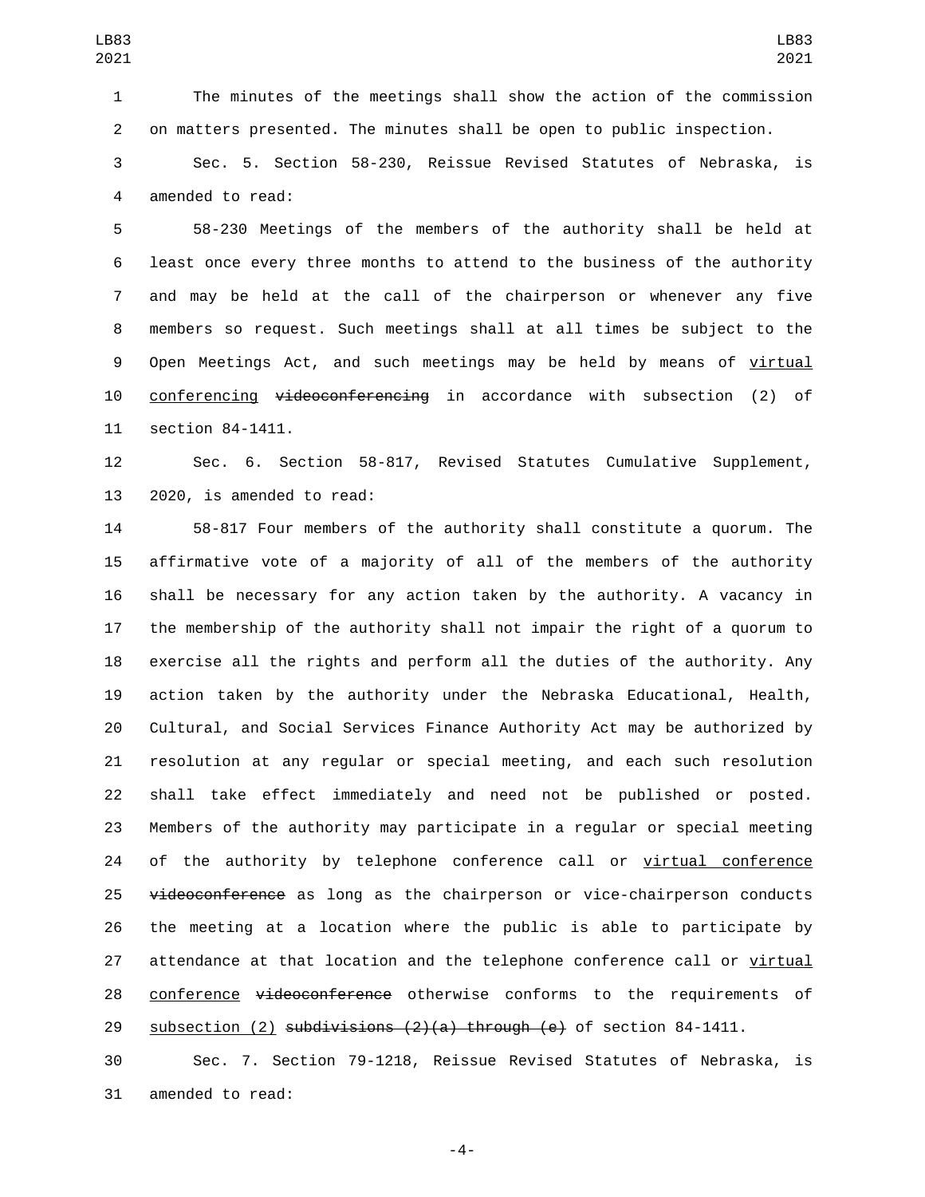The minutes of the meetings shall show the action of the commission on matters presented. The minutes shall be open to public inspection.

Sec. 5. Section 58-230, Reissue Revised Statutes of Nebraska, is amended to read:

58-230 Meetings of the members of the authority shall be held at least once every three months to attend to the business of the authority and may be held at the call of the chairperson or whenever any five members so request. Such meetings shall at all times be subject to the Open Meetings Act, and such meetings may be held by means of <u>virtual conferencing</u> ~~videoconferencing~~ in accordance with subsection (2) of section 84-1411.

Sec. 6. Section 58-817, Revised Statutes Cumulative Supplement, 2020, is amended to read:

58-817 Four members of the authority shall constitute a quorum. The affirmative vote of a majority of all of the members of the authority shall be necessary for any action taken by the authority. A vacancy in the membership of the authority shall not impair the right of a quorum to exercise all the rights and perform all the duties of the authority. Any action taken by the authority under the Nebraska Educational, Health, Cultural, and Social Services Finance Authority Act may be authorized by resolution at any regular or special meeting, and each such resolution shall take effect immediately and need not be published or posted. Members of the authority may participate in a regular or special meeting of the authority by telephone conference call or <u>virtual conference</u> ~~videoconference~~ as long as the chairperson or vice-chairperson conducts the meeting at a location where the public is able to participate by attendance at that location and the telephone conference call or <u>virtual conference</u> ~~videoconference~~ otherwise conforms to the requirements of <u>subsection (2)</u> ~~subdivisions (2)(a) through (e)~~ of section 84-1411.

Sec. 7. Section 79-1218, Reissue Revised Statutes of Nebraska, is amended to read: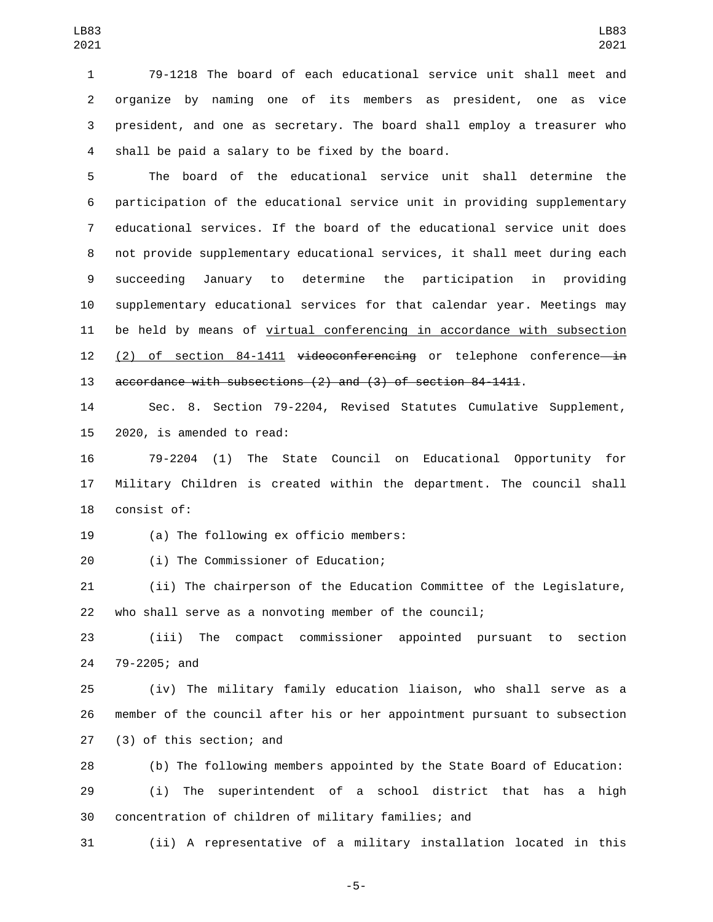79-1218 The board of each educational service unit shall meet and organize by naming one of its members as president, one as vice president, and one as secretary. The board shall employ a treasurer who shall be paid a salary to be fixed by the board.

The board of the educational service unit shall determine the participation of the educational service unit in providing supplementary educational services. If the board of the educational service unit does not provide supplementary educational services, it shall meet during each succeeding January to determine the participation in providing supplementary educational services for that calendar year. Meetings may be held by means of <u>virtual conferencing in accordance with subsection (2) of section 84-1411</u> ~~videoconferencing~~ or telephone conference ~~in accordance with subsections (2) and (3) of section 84-1411~~.

Sec. 8. Section 79-2204, Revised Statutes Cumulative Supplement, 2020, is amended to read:

79-2204 (1) The State Council on Educational Opportunity for Military Children is created within the department. The council shall consist of:

(a) The following ex officio members:

(i) The Commissioner of Education;

(ii) The chairperson of the Education Committee of the Legislature, who shall serve as a nonvoting member of the council;

(iii) The compact commissioner appointed pursuant to section 79-2205; and

(iv) The military family education liaison, who shall serve as a member of the council after his or her appointment pursuant to subsection (3) of this section; and

(b) The following members appointed by the State Board of Education:

(i) The superintendent of a school district that has a high concentration of children of military families; and

(ii) A representative of a military installation located in this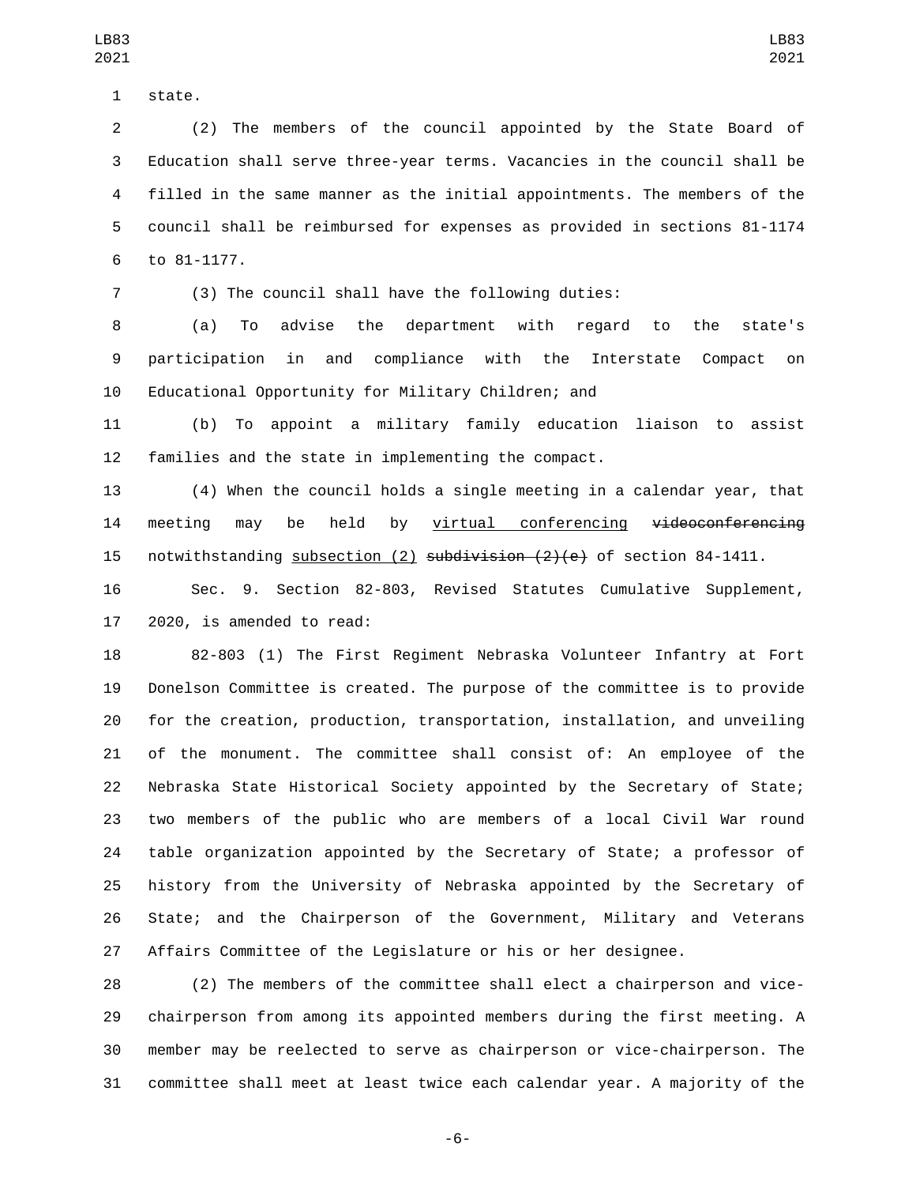state.

(2) The members of the council appointed by the State Board of Education shall serve three-year terms. Vacancies in the council shall be filled in the same manner as the initial appointments. The members of the council shall be reimbursed for expenses as provided in sections 81-1174 to 81-1177.

(3) The council shall have the following duties:

(a) To advise the department with regard to the state's participation in and compliance with the Interstate Compact on Educational Opportunity for Military Children; and

(b) To appoint a military family education liaison to assist families and the state in implementing the compact.

(4) When the council holds a single meeting in a calendar year, that meeting may be held by <u>virtual conferencing</u> ~~videoconferencing~~ notwithstanding <u>subsection (2)</u> ~~subdivision (2)(e)~~ of section 84-1411.

Sec. 9. Section 82-803, Revised Statutes Cumulative Supplement, 2020, is amended to read:

82-803 (1) The First Regiment Nebraska Volunteer Infantry at Fort Donelson Committee is created. The purpose of the committee is to provide for the creation, production, transportation, installation, and unveiling of the monument. The committee shall consist of: An employee of the Nebraska State Historical Society appointed by the Secretary of State; two members of the public who are members of a local Civil War round table organization appointed by the Secretary of State; a professor of history from the University of Nebraska appointed by the Secretary of State; and the Chairperson of the Government, Military and Veterans Affairs Committee of the Legislature or his or her designee.

(2) The members of the committee shall elect a chairperson and vice-chairperson from among its appointed members during the first meeting. A member may be reelected to serve as chairperson or vice-chairperson. The committee shall meet at least twice each calendar year. A majority of the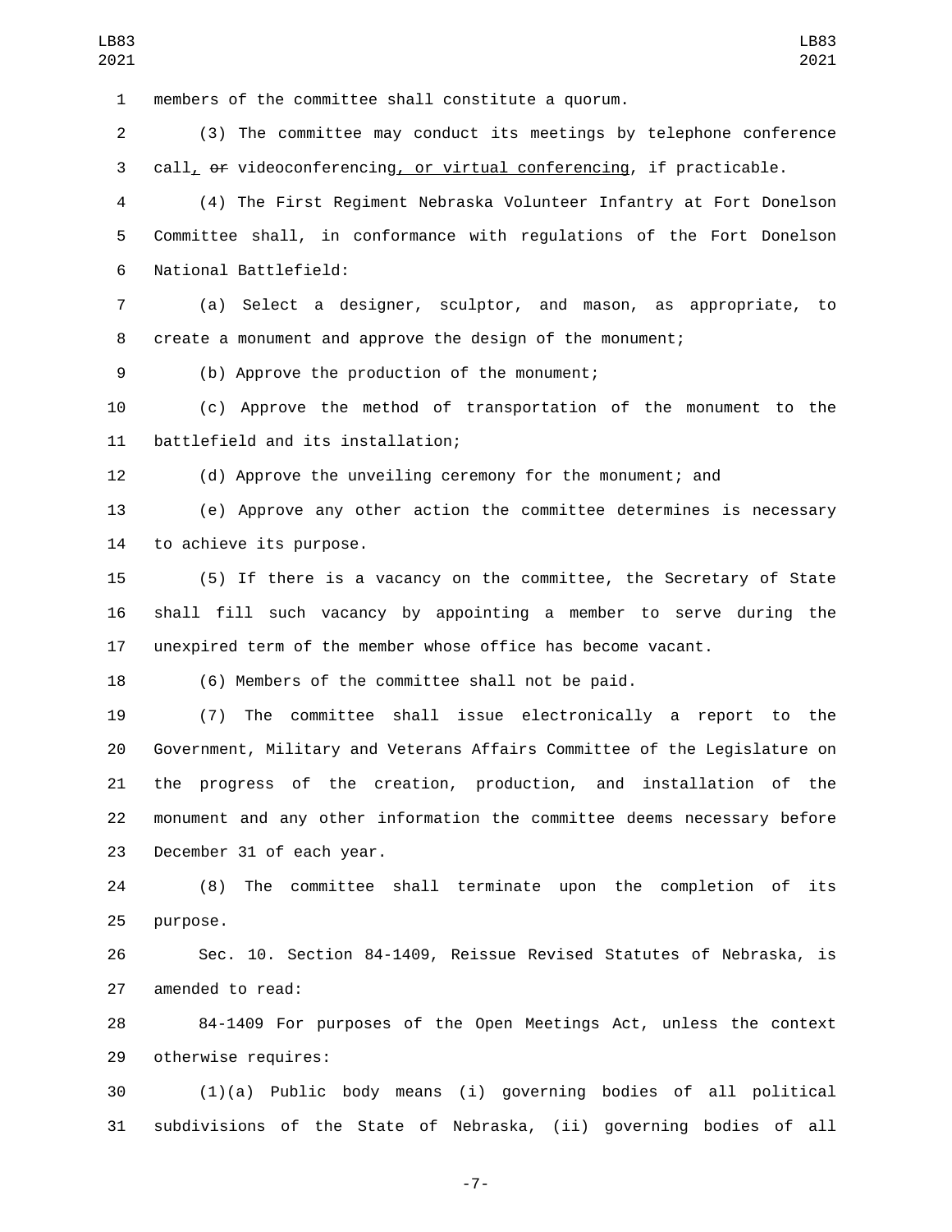members of the committee shall constitute a quorum.

(3) The committee may conduct its meetings by telephone conference call, ~~or~~ videoconferencing, or virtual conferencing, if practicable.

(4) The First Regiment Nebraska Volunteer Infantry at Fort Donelson Committee shall, in conformance with regulations of the Fort Donelson National Battlefield:

(a) Select a designer, sculptor, and mason, as appropriate, to create a monument and approve the design of the monument;

(b) Approve the production of the monument;

(c) Approve the method of transportation of the monument to the battlefield and its installation;

(d) Approve the unveiling ceremony for the monument; and

(e) Approve any other action the committee determines is necessary to achieve its purpose.

(5) If there is a vacancy on the committee, the Secretary of State shall fill such vacancy by appointing a member to serve during the unexpired term of the member whose office has become vacant.

(6) Members of the committee shall not be paid.

(7) The committee shall issue electronically a report to the Government, Military and Veterans Affairs Committee of the Legislature on the progress of the creation, production, and installation of the monument and any other information the committee deems necessary before December 31 of each year.

(8) The committee shall terminate upon the completion of its purpose.

Sec. 10. Section 84-1409, Reissue Revised Statutes of Nebraska, is amended to read:

84-1409 For purposes of the Open Meetings Act, unless the context otherwise requires:

(1)(a) Public body means (i) governing bodies of all political subdivisions of the State of Nebraska, (ii) governing bodies of all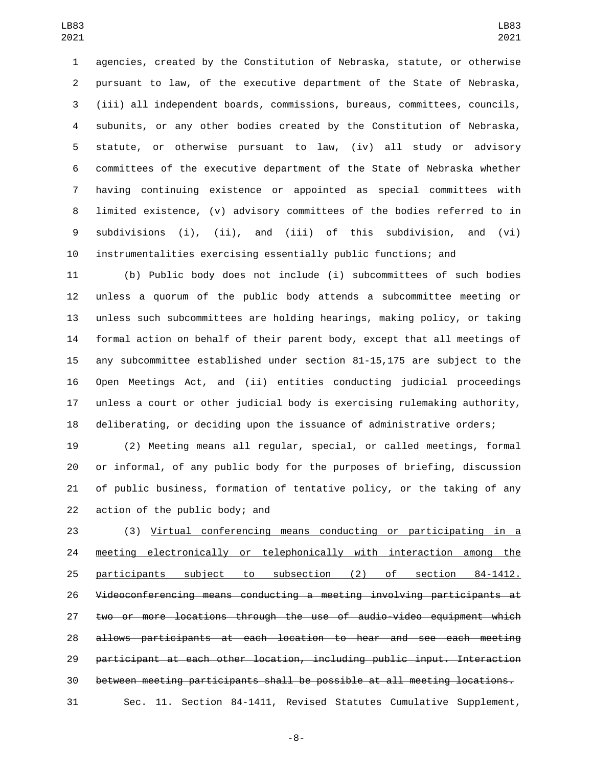agencies, created by the Constitution of Nebraska, statute, or otherwise pursuant to law, of the executive department of the State of Nebraska, (iii) all independent boards, commissions, bureaus, committees, councils, subunits, or any other bodies created by the Constitution of Nebraska, statute, or otherwise pursuant to law, (iv) all study or advisory committees of the executive department of the State of Nebraska whether having continuing existence or appointed as special committees with limited existence, (v) advisory committees of the bodies referred to in subdivisions (i), (ii), and (iii) of this subdivision, and (vi) instrumentalities exercising essentially public functions; and

(b) Public body does not include (i) subcommittees of such bodies unless a quorum of the public body attends a subcommittee meeting or unless such subcommittees are holding hearings, making policy, or taking formal action on behalf of their parent body, except that all meetings of any subcommittee established under section 81-15,175 are subject to the Open Meetings Act, and (ii) entities conducting judicial proceedings unless a court or other judicial body is exercising rulemaking authority, deliberating, or deciding upon the issuance of administrative orders;

(2) Meeting means all regular, special, or called meetings, formal or informal, of any public body for the purposes of briefing, discussion of public business, formation of tentative policy, or the taking of any action of the public body; and

(3) <u>Virtual conferencing means conducting or participating in a meeting electronically or telephonically with interaction among the participants subject to subsection (2) of section 84-1412.</u> ~~Videoconferencing means conducting a meeting involving participants at two or more locations through the use of audio-video equipment which allows participants at each location to hear and see each meeting participant at each other location, including public input. Interaction between meeting participants shall be possible at all meeting locations.~~

Sec. 11. Section 84-1411, Revised Statutes Cumulative Supplement,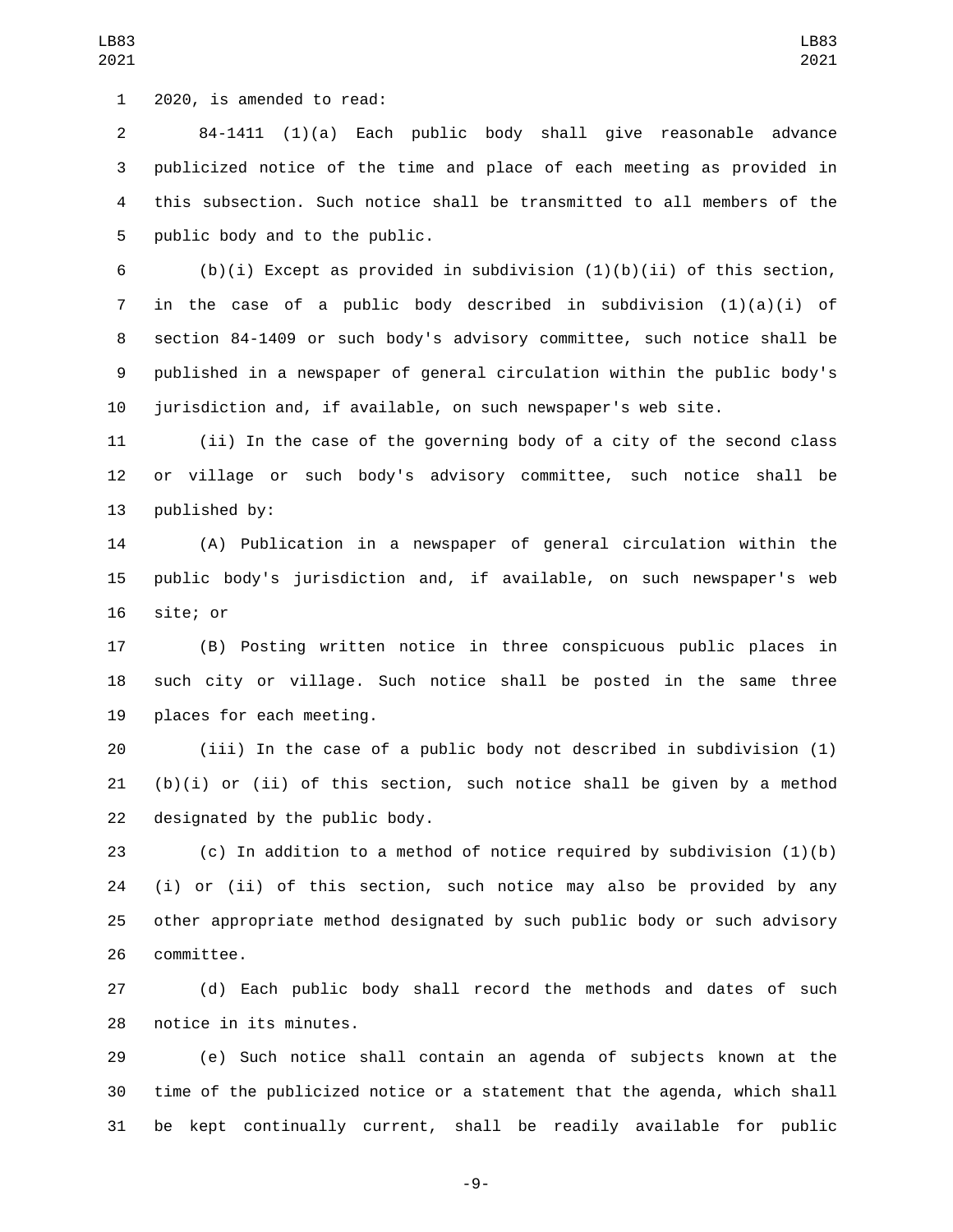2020, is amended to read:

84-1411 (1)(a) Each public body shall give reasonable advance publicized notice of the time and place of each meeting as provided in this subsection. Such notice shall be transmitted to all members of the public body and to the public.

(b)(i) Except as provided in subdivision (1)(b)(ii) of this section, in the case of a public body described in subdivision (1)(a)(i) of section 84-1409 or such body's advisory committee, such notice shall be published in a newspaper of general circulation within the public body's jurisdiction and, if available, on such newspaper's web site.

(ii) In the case of the governing body of a city of the second class or village or such body's advisory committee, such notice shall be published by:

(A) Publication in a newspaper of general circulation within the public body's jurisdiction and, if available, on such newspaper's web site; or

(B) Posting written notice in three conspicuous public places in such city or village. Such notice shall be posted in the same three places for each meeting.

(iii) In the case of a public body not described in subdivision (1)(b)(i) or (ii) of this section, such notice shall be given by a method designated by the public body.

(c) In addition to a method of notice required by subdivision (1)(b)(i) or (ii) of this section, such notice may also be provided by any other appropriate method designated by such public body or such advisory committee.

(d) Each public body shall record the methods and dates of such notice in its minutes.

(e) Such notice shall contain an agenda of subjects known at the time of the publicized notice or a statement that the agenda, which shall be kept continually current, shall be readily available for public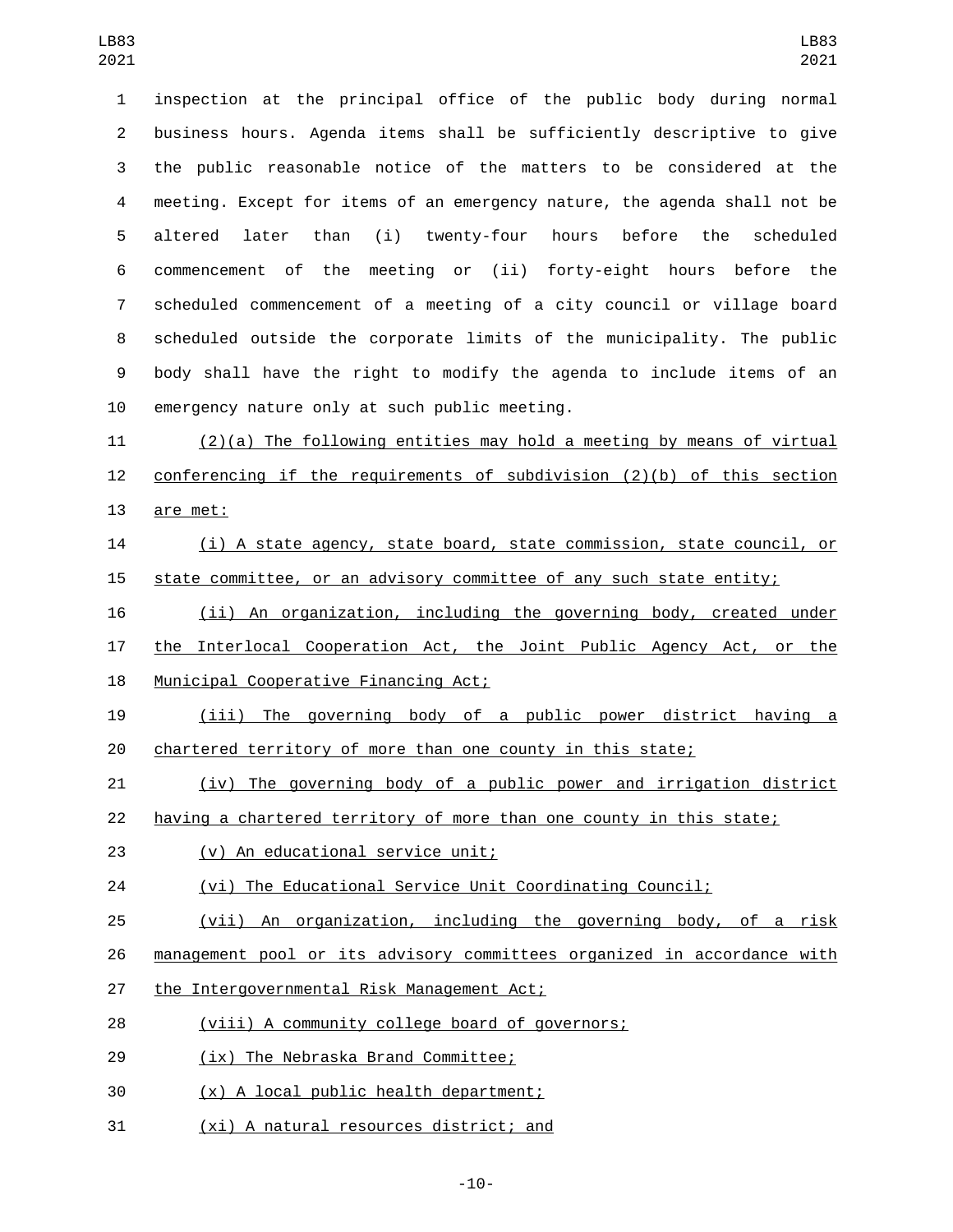inspection at the principal office of the public body during normal business hours. Agenda items shall be sufficiently descriptive to give the public reasonable notice of the matters to be considered at the meeting. Except for items of an emergency nature, the agenda shall not be altered later than (i) twenty-four hours before the scheduled commencement of the meeting or (ii) forty-eight hours before the scheduled commencement of a meeting of a city council or village board scheduled outside the corporate limits of the municipality. The public body shall have the right to modify the agenda to include items of an emergency nature only at such public meeting.

(2)(a) The following entities may hold a meeting by means of virtual conferencing if the requirements of subdivision (2)(b) of this section are met:

(i) A state agency, state board, state commission, state council, or state committee, or an advisory committee of any such state entity;

(ii) An organization, including the governing body, created under the Interlocal Cooperation Act, the Joint Public Agency Act, or the Municipal Cooperative Financing Act;

(iii) The governing body of a public power district having a chartered territory of more than one county in this state;

(iv) The governing body of a public power and irrigation district having a chartered territory of more than one county in this state;

(v) An educational service unit;

(vi) The Educational Service Unit Coordinating Council;

(vii) An organization, including the governing body, of a risk management pool or its advisory committees organized in accordance with the Intergovernmental Risk Management Act;

(viii) A community college board of governors;

(ix) The Nebraska Brand Committee;

(x) A local public health department;

(xi) A natural resources district; and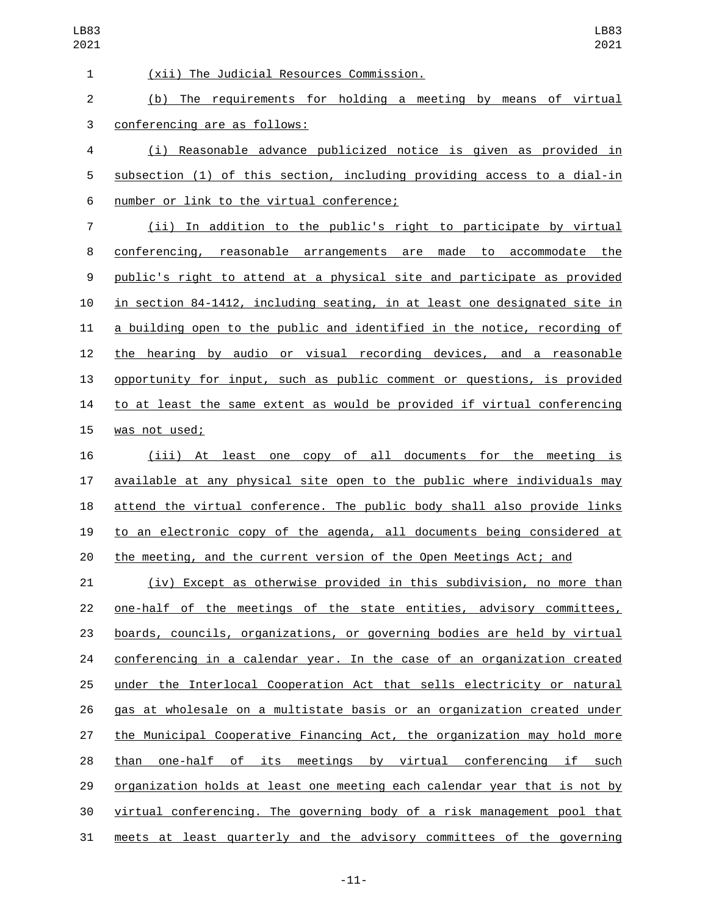(xii) The Judicial Resources Commission.

(b) The requirements for holding a meeting by means of virtual conferencing are as follows:

(i) Reasonable advance publicized notice is given as provided in subsection (1) of this section, including providing access to a dial-in number or link to the virtual conference;

(ii) In addition to the public's right to participate by virtual conferencing, reasonable arrangements are made to accommodate the public's right to attend at a physical site and participate as provided in section 84-1412, including seating, in at least one designated site in a building open to the public and identified in the notice, recording of the hearing by audio or visual recording devices, and a reasonable opportunity for input, such as public comment or questions, is provided to at least the same extent as would be provided if virtual conferencing was not used;

(iii) At least one copy of all documents for the meeting is available at any physical site open to the public where individuals may attend the virtual conference. The public body shall also provide links to an electronic copy of the agenda, all documents being considered at the meeting, and the current version of the Open Meetings Act; and

(iv) Except as otherwise provided in this subdivision, no more than one-half of the meetings of the state entities, advisory committees, boards, councils, organizations, or governing bodies are held by virtual conferencing in a calendar year. In the case of an organization created under the Interlocal Cooperation Act that sells electricity or natural gas at wholesale on a multistate basis or an organization created under the Municipal Cooperative Financing Act, the organization may hold more than one-half of its meetings by virtual conferencing if such organization holds at least one meeting each calendar year that is not by virtual conferencing. The governing body of a risk management pool that meets at least quarterly and the advisory committees of the governing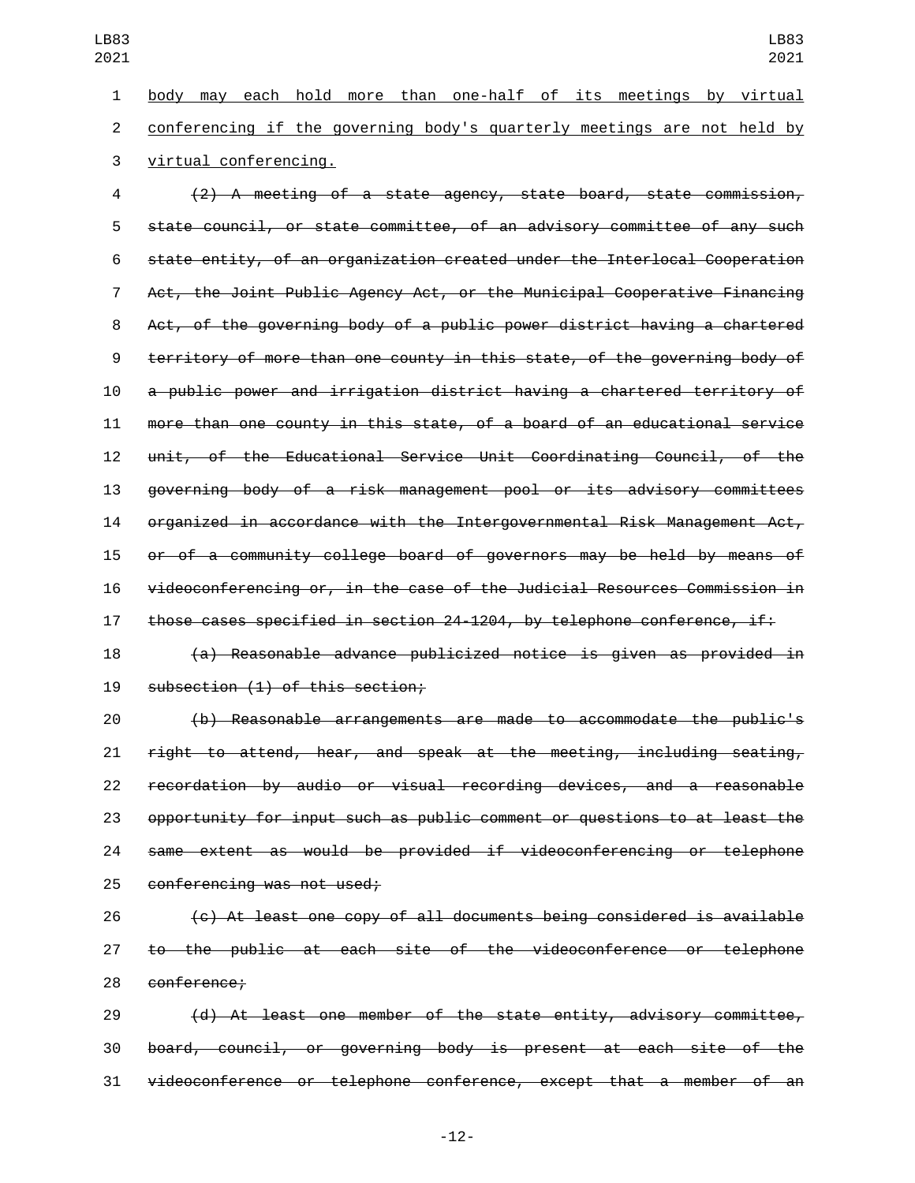body may each hold more than one-half of its meetings by virtual conferencing if the governing body's quarterly meetings are not held by virtual conferencing.

~~(2) A meeting of a state agency, state board, state commission, state council, or state committee, of an advisory committee of any such state entity, of an organization created under the Interlocal Cooperation Act, the Joint Public Agency Act, or the Municipal Cooperative Financing Act, of the governing body of a public power district having a chartered territory of more than one county in this state, of the governing body of a public power and irrigation district having a chartered territory of more than one county in this state, of a board of an educational service unit, of the Educational Service Unit Coordinating Council, of the governing body of a risk management pool or its advisory committees organized in accordance with the Intergovernmental Risk Management Act, or of a community college board of governors may be held by means of videoconferencing or, in the case of the Judicial Resources Commission in those cases specified in section 24-1204, by telephone conference, if:~~

~~(a) Reasonable advance publicized notice is given as provided in subsection (1) of this section;~~

~~(b) Reasonable arrangements are made to accommodate the public's right to attend, hear, and speak at the meeting, including seating, recordation by audio or visual recording devices, and a reasonable opportunity for input such as public comment or questions to at least the same extent as would be provided if videoconferencing or telephone conferencing was not used;~~

~~(c) At least one copy of all documents being considered is available to the public at each site of the videoconference or telephone conference;~~

~~(d) At least one member of the state entity, advisory committee, board, council, or governing body is present at each site of the videoconference or telephone conference, except that a member of an~~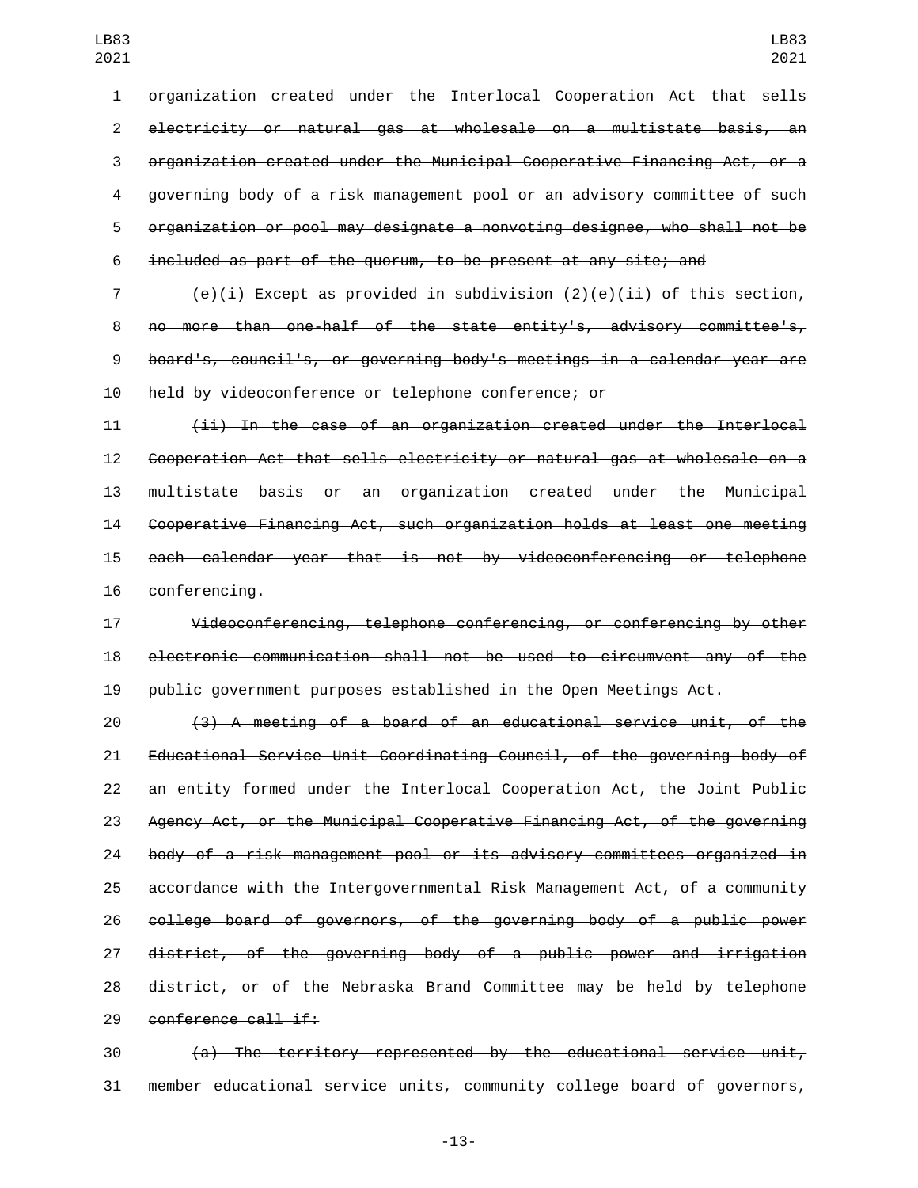~~organization created under the Interlocal Cooperation Act that sells electricity or natural gas at wholesale on a multistate basis, an organization created under the Municipal Cooperative Financing Act, or a governing body of a risk management pool or an advisory committee of such organization or pool may designate a nonvoting designee, who shall not be included as part of the quorum, to be present at any site; and~~

~~(e)(i) Except as provided in subdivision (2)(e)(ii) of this section, no more than one-half of the state entity's, advisory committee's, board's, council's, or governing body's meetings in a calendar year are held by videoconference or telephone conference; or~~

~~(ii) In the case of an organization created under the Interlocal Cooperation Act that sells electricity or natural gas at wholesale on a multistate basis or an organization created under the Municipal Cooperative Financing Act, such organization holds at least one meeting each calendar year that is not by videoconferencing or telephone conferencing.~~

~~Videoconferencing, telephone conferencing, or conferencing by other electronic communication shall not be used to circumvent any of the public government purposes established in the Open Meetings Act.~~

~~(3) A meeting of a board of an educational service unit, of the Educational Service Unit Coordinating Council, of the governing body of an entity formed under the Interlocal Cooperation Act, the Joint Public Agency Act, or the Municipal Cooperative Financing Act, of the governing body of a risk management pool or its advisory committees organized in accordance with the Intergovernmental Risk Management Act, of a community college board of governors, of the governing body of a public power district, of the governing body of a public power and irrigation district, or of the Nebraska Brand Committee may be held by telephone conference call if:~~

~~(a) The territory represented by the educational service unit, member educational service units, community college board of governors,~~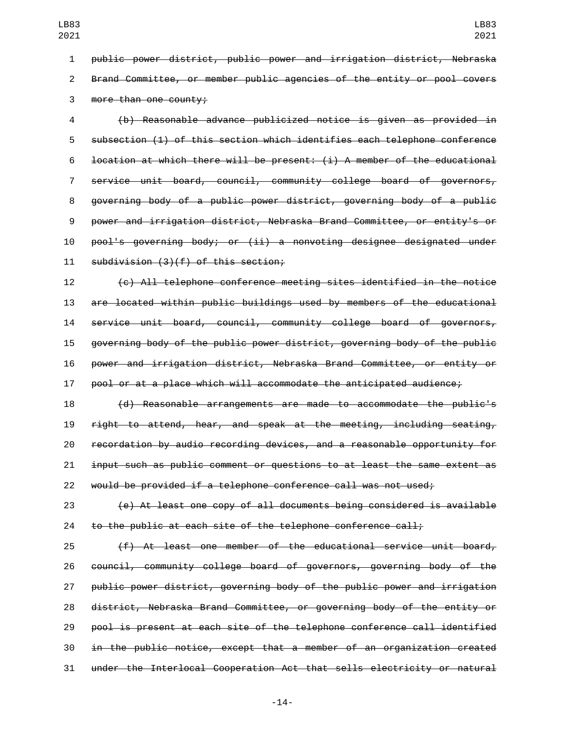public power district, public power and irrigation district, Nebraska Brand Committee, or member public agencies of the entity or pool covers more than one county;

(b) Reasonable advance publicized notice is given as provided in subsection (1) of this section which identifies each telephone conference location at which there will be present: (i) A member of the educational service unit board, council, community college board of governors, governing body of a public power district, governing body of a public power and irrigation district, Nebraska Brand Committee, or entity's or pool's governing body; or (ii) a nonvoting designee designated under subdivision (3)(f) of this section;

(c) All telephone conference meeting sites identified in the notice are located within public buildings used by members of the educational service unit board, council, community college board of governors, governing body of the public power district, governing body of the public power and irrigation district, Nebraska Brand Committee, or entity or pool or at a place which will accommodate the anticipated audience;

(d) Reasonable arrangements are made to accommodate the public's right to attend, hear, and speak at the meeting, including seating, recordation by audio recording devices, and a reasonable opportunity for input such as public comment or questions to at least the same extent as would be provided if a telephone conference call was not used;

(e) At least one copy of all documents being considered is available to the public at each site of the telephone conference call;

(f) At least one member of the educational service unit board, council, community college board of governors, governing body of the public power district, governing body of the public power and irrigation district, Nebraska Brand Committee, or governing body of the entity or pool is present at each site of the telephone conference call identified in the public notice, except that a member of an organization created under the Interlocal Cooperation Act that sells electricity or natural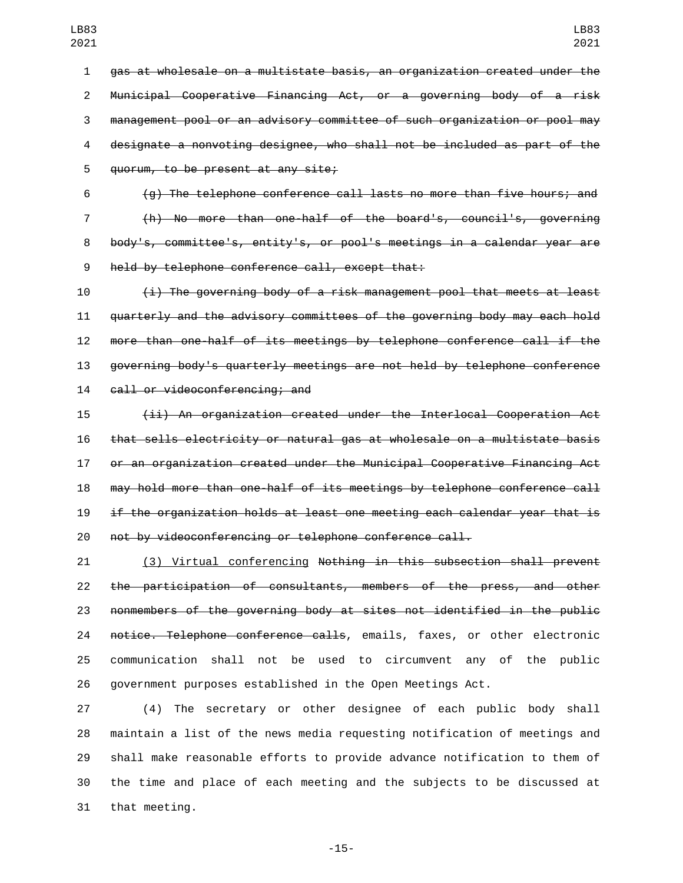~~gas at wholesale on a multistate basis, an organization created under the Municipal Cooperative Financing Act, or a governing body of a risk management pool or an advisory committee of such organization or pool may designate a nonvoting designee, who shall not be included as part of the quorum, to be present at any site;~~

~~(g) The telephone conference call lasts no more than five hours; and~~

~~(h) No more than one-half of the board's, council's, governing body's, committee's, entity's, or pool's meetings in a calendar year are held by telephone conference call, except that:~~

~~(i) The governing body of a risk management pool that meets at least quarterly and the advisory committees of the governing body may each hold more than one-half of its meetings by telephone conference call if the governing body's quarterly meetings are not held by telephone conference call or videoconferencing; and~~

~~(ii) An organization created under the Interlocal Cooperation Act that sells electricity or natural gas at wholesale on a multistate basis or an organization created under the Municipal Cooperative Financing Act may hold more than one-half of its meetings by telephone conference call if the organization holds at least one meeting each calendar year that is not by videoconferencing or telephone conference call.~~

<u>(3) Virtual conferencing</u> ~~Nothing in this subsection shall prevent the participation of consultants, members of the press, and other nonmembers of the governing body at sites not identified in the public notice. Telephone conference calls~~, emails, faxes, or other electronic communication shall not be used to circumvent any of the public government purposes established in the Open Meetings Act.

(4) The secretary or other designee of each public body shall maintain a list of the news media requesting notification of meetings and shall make reasonable efforts to provide advance notification to them of the time and place of each meeting and the subjects to be discussed at that meeting.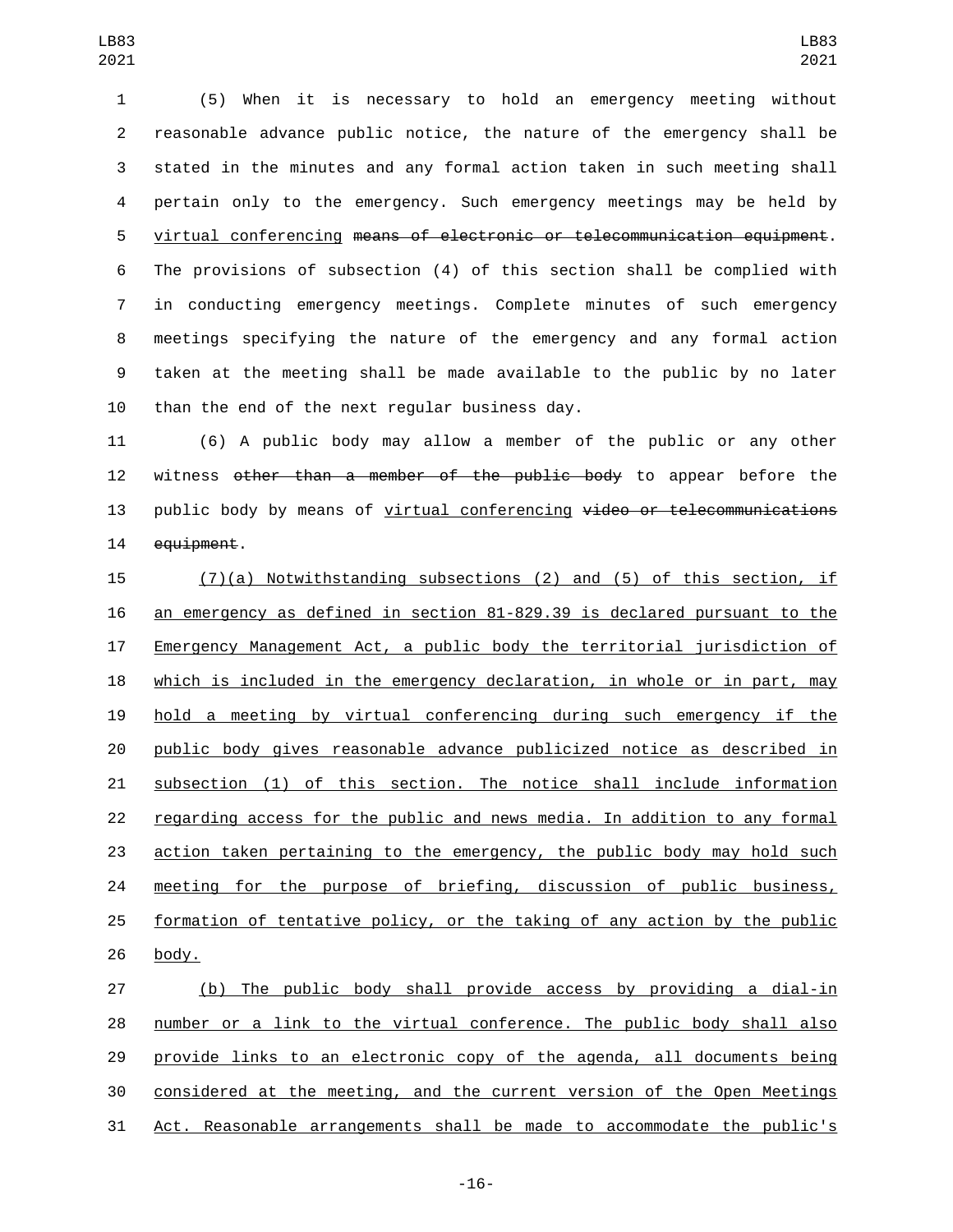(5) When it is necessary to hold an emergency meeting without reasonable advance public notice, the nature of the emergency shall be stated in the minutes and any formal action taken in such meeting shall pertain only to the emergency. Such emergency meetings may be held by virtual conferencing ~~means of electronic or telecommunication equipment~~. The provisions of subsection (4) of this section shall be complied with in conducting emergency meetings. Complete minutes of such emergency meetings specifying the nature of the emergency and any formal action taken at the meeting shall be made available to the public by no later than the end of the next regular business day.

(6) A public body may allow a member of the public or any other witness ~~other than a member of the public body~~ to appear before the public body by means of virtual conferencing ~~video or telecommunications equipment~~.

(7)(a) Notwithstanding subsections (2) and (5) of this section, if an emergency as defined in section 81-829.39 is declared pursuant to the Emergency Management Act, a public body the territorial jurisdiction of which is included in the emergency declaration, in whole or in part, may hold a meeting by virtual conferencing during such emergency if the public body gives reasonable advance publicized notice as described in subsection (1) of this section. The notice shall include information regarding access for the public and news media. In addition to any formal action taken pertaining to the emergency, the public body may hold such meeting for the purpose of briefing, discussion of public business, formation of tentative policy, or the taking of any action by the public body.

(b) The public body shall provide access by providing a dial-in number or a link to the virtual conference. The public body shall also provide links to an electronic copy of the agenda, all documents being considered at the meeting, and the current version of the Open Meetings Act. Reasonable arrangements shall be made to accommodate the public's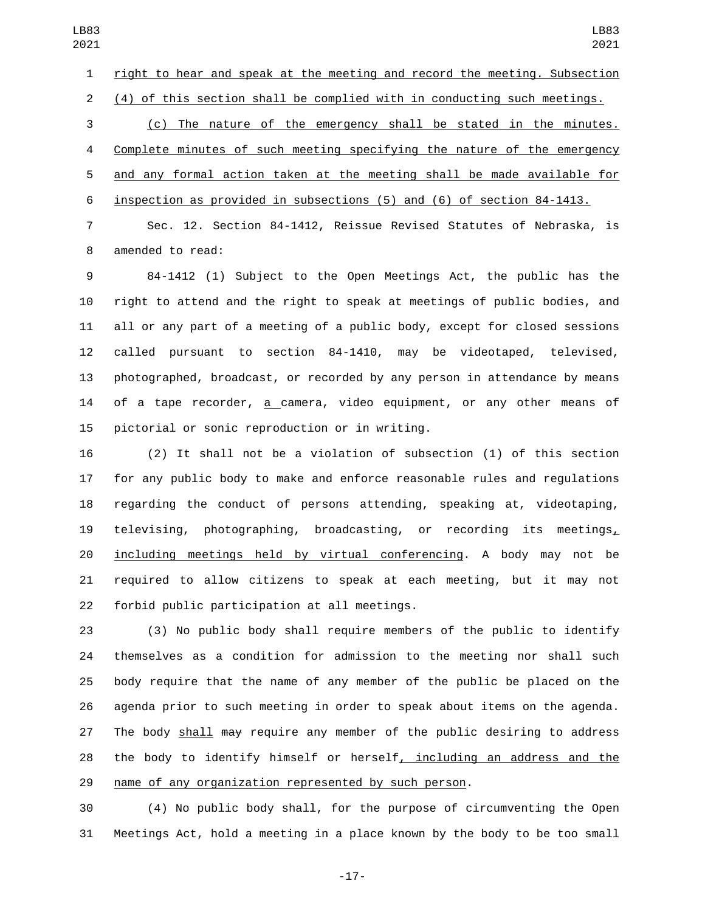right to hear and speak at the meeting and record the meeting. Subsection (4) of this section shall be complied with in conducting such meetings.

(c) The nature of the emergency shall be stated in the minutes. Complete minutes of such meeting specifying the nature of the emergency and any formal action taken at the meeting shall be made available for inspection as provided in subsections (5) and (6) of section 84-1413.

Sec. 12. Section 84-1412, Reissue Revised Statutes of Nebraska, is amended to read:

84-1412 (1) Subject to the Open Meetings Act, the public has the right to attend and the right to speak at meetings of public bodies, and all or any part of a meeting of a public body, except for closed sessions called pursuant to section 84-1410, may be videotaped, televised, photographed, broadcast, or recorded by any person in attendance by means of a tape recorder, a camera, video equipment, or any other means of pictorial or sonic reproduction or in writing.

(2) It shall not be a violation of subsection (1) of this section for any public body to make and enforce reasonable rules and regulations regarding the conduct of persons attending, speaking at, videotaping, televising, photographing, broadcasting, or recording its meetings, including meetings held by virtual conferencing. A body may not be required to allow citizens to speak at each meeting, but it may not forbid public participation at all meetings.

(3) No public body shall require members of the public to identify themselves as a condition for admission to the meeting nor shall such body require that the name of any member of the public be placed on the agenda prior to such meeting in order to speak about items on the agenda. The body shall ~~may~~ require any member of the public desiring to address the body to identify himself or herself, including an address and the name of any organization represented by such person.

(4) No public body shall, for the purpose of circumventing the Open Meetings Act, hold a meeting in a place known by the body to be too small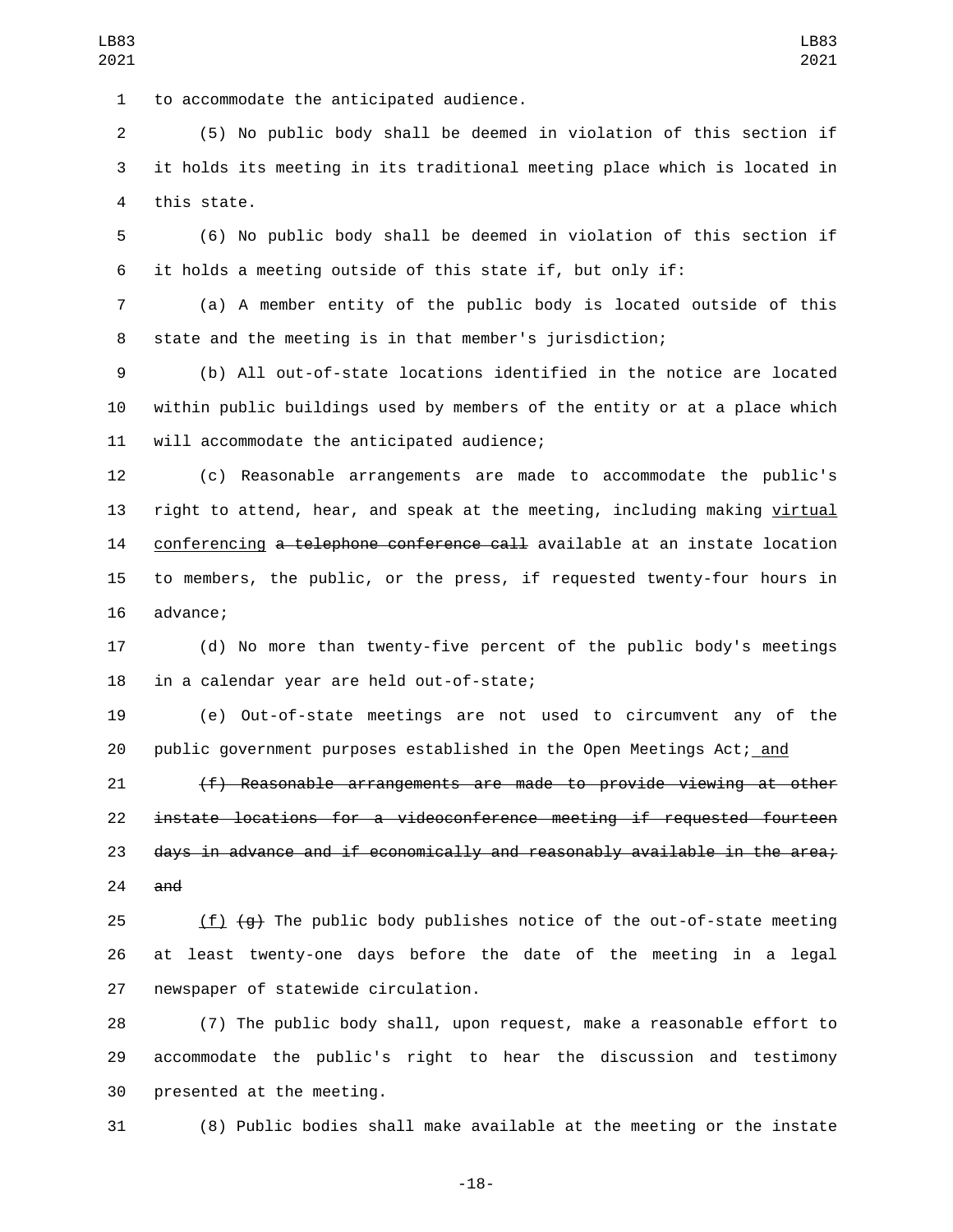to accommodate the anticipated audience.

(5) No public body shall be deemed in violation of this section if it holds its meeting in its traditional meeting place which is located in this state.

(6) No public body shall be deemed in violation of this section if it holds a meeting outside of this state if, but only if:

(a) A member entity of the public body is located outside of this state and the meeting is in that member's jurisdiction;

(b) All out-of-state locations identified in the notice are located within public buildings used by members of the entity or at a place which will accommodate the anticipated audience;

(c) Reasonable arrangements are made to accommodate the public's right to attend, hear, and speak at the meeting, including making <u>virtual conferencing</u> ~~a telephone conference call~~ available at an instate location to members, the public, or the press, if requested twenty-four hours in advance;

(d) No more than twenty-five percent of the public body's meetings in a calendar year are held out-of-state;

(e) Out-of-state meetings are not used to circumvent any of the public government purposes established in the Open Meetings Act;<u> and</u>

~~(f) Reasonable arrangements are made to provide viewing at other instate locations for a videoconference meeting if requested fourteen days in advance and if economically and reasonably available in the area; and~~

<u>(f)</u> ~~(g)~~ The public body publishes notice of the out-of-state meeting at least twenty-one days before the date of the meeting in a legal newspaper of statewide circulation.

(7) The public body shall, upon request, make a reasonable effort to accommodate the public's right to hear the discussion and testimony presented at the meeting.

(8) Public bodies shall make available at the meeting or the instate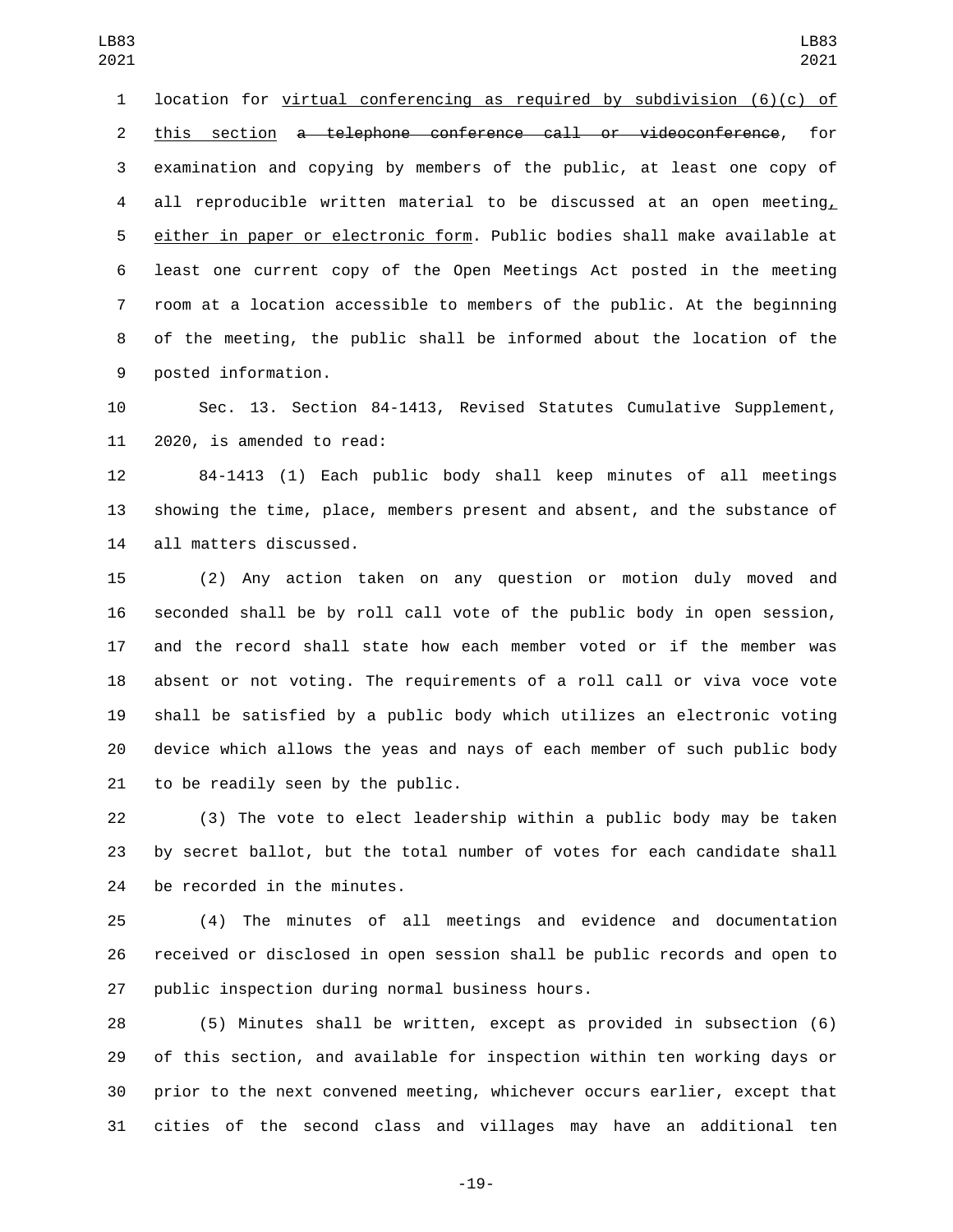location for <u>virtual conferencing as required by subdivision (6)(c) of this section</u> ~~a telephone conference call or videoconference~~, for examination and copying by members of the public, at least one copy of all reproducible written material to be discussed at an open meeting<u>, either in paper or electronic form</u>. Public bodies shall make available at least one current copy of the Open Meetings Act posted in the meeting room at a location accessible to members of the public. At the beginning of the meeting, the public shall be informed about the location of the posted information.

Sec. 13. Section 84-1413, Revised Statutes Cumulative Supplement, 2020, is amended to read:

84-1413 (1) Each public body shall keep minutes of all meetings showing the time, place, members present and absent, and the substance of all matters discussed.

(2) Any action taken on any question or motion duly moved and seconded shall be by roll call vote of the public body in open session, and the record shall state how each member voted or if the member was absent or not voting. The requirements of a roll call or viva voce vote shall be satisfied by a public body which utilizes an electronic voting device which allows the yeas and nays of each member of such public body to be readily seen by the public.

(3) The vote to elect leadership within a public body may be taken by secret ballot, but the total number of votes for each candidate shall be recorded in the minutes.

(4) The minutes of all meetings and evidence and documentation received or disclosed in open session shall be public records and open to public inspection during normal business hours.

(5) Minutes shall be written, except as provided in subsection (6) of this section, and available for inspection within ten working days or prior to the next convened meeting, whichever occurs earlier, except that cities of the second class and villages may have an additional ten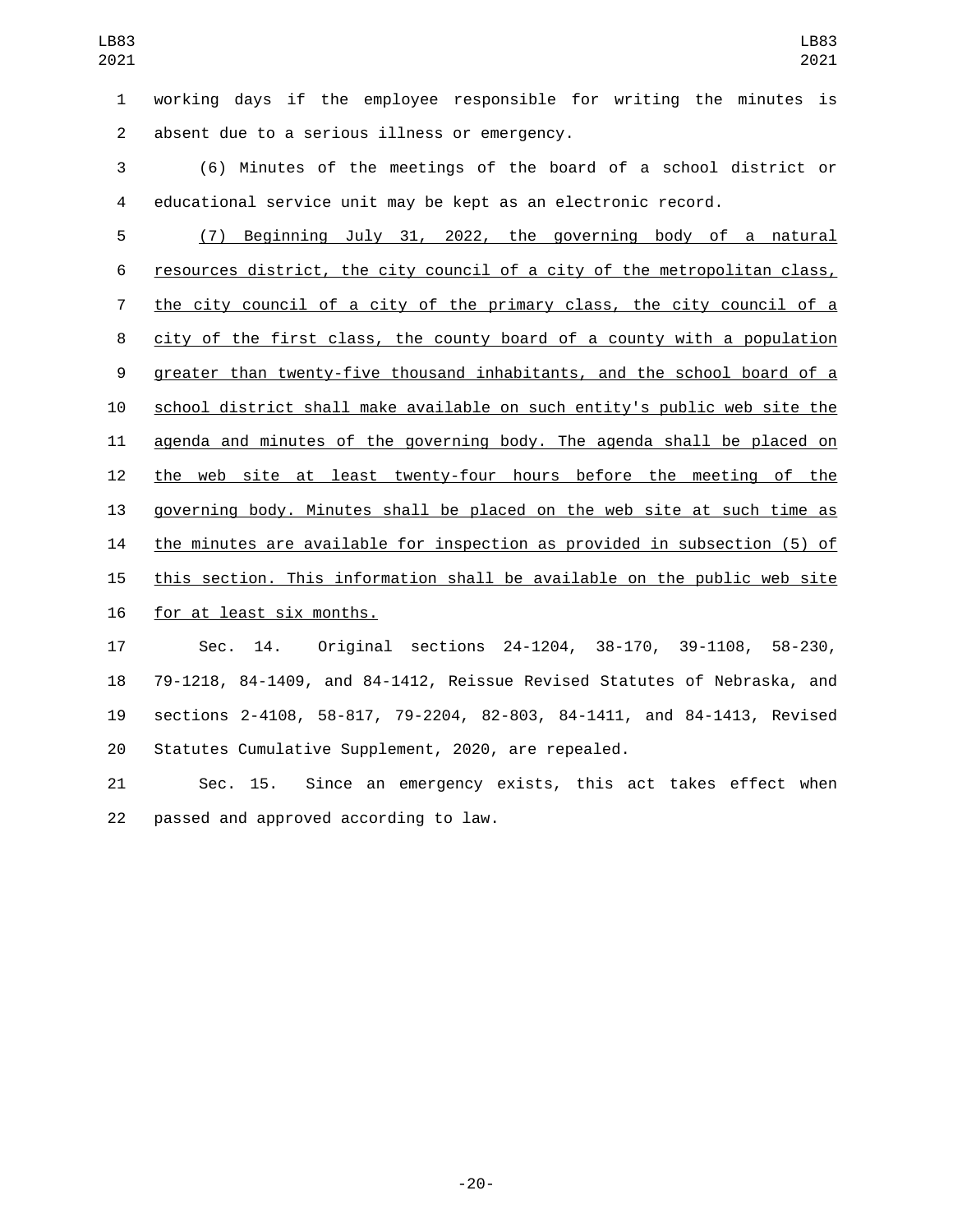working days if the employee responsible for writing the minutes is absent due to a serious illness or emergency.

(6) Minutes of the meetings of the board of a school district or educational service unit may be kept as an electronic record.

<u>(7) Beginning July 31, 2022, the governing body of a natural resources district, the city council of a city of the metropolitan class, the city council of a city of the primary class, the city council of a city of the first class, the county board of a county with a population greater than twenty-five thousand inhabitants, and the school board of a school district shall make available on such entity's public web site the agenda and minutes of the governing body. The agenda shall be placed on the web site at least twenty-four hours before the meeting of the governing body. Minutes shall be placed on the web site at such time as the minutes are available for inspection as provided in subsection (5) of this section. This information shall be available on the public web site for at least six months.</u>

Sec. 14. Original sections 24-1204, 38-170, 39-1108, 58-230, 79-1218, 84-1409, and 84-1412, Reissue Revised Statutes of Nebraska, and sections 2-4108, 58-817, 79-2204, 82-803, 84-1411, and 84-1413, Revised Statutes Cumulative Supplement, 2020, are repealed.

Sec. 15. Since an emergency exists, this act takes effect when passed and approved according to law.